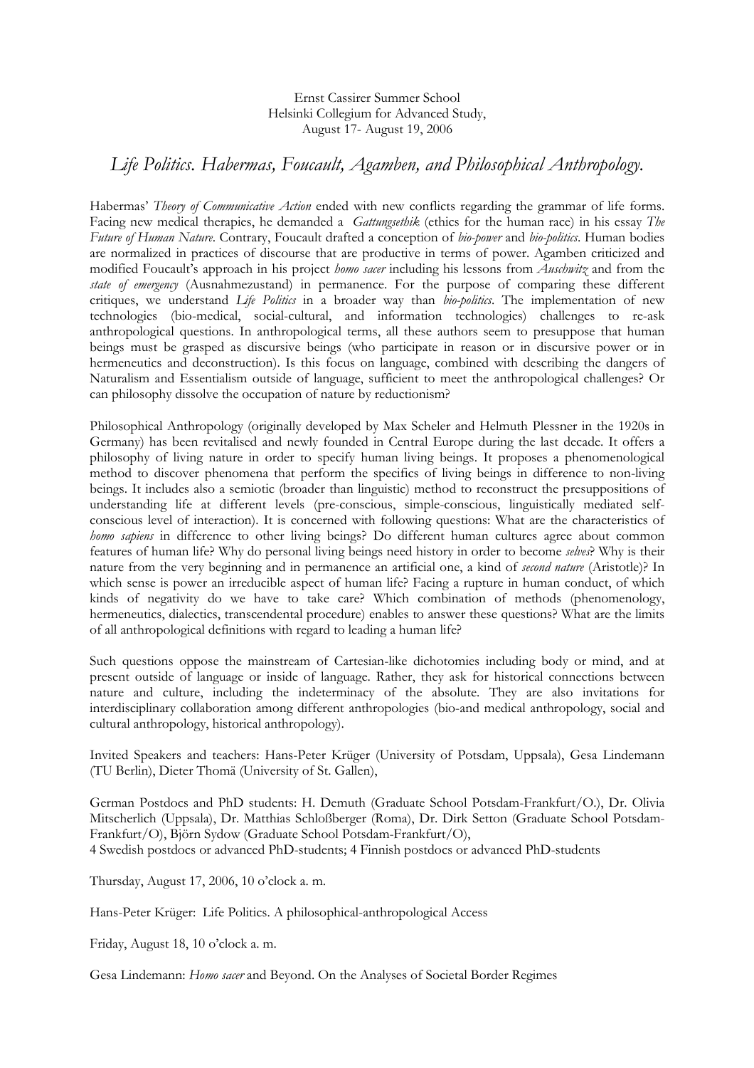Ernst Cassirer Summer School
Helsinki Collegium for Advanced Study,
August 17- August 19, 2006

# *Life Politics. Habermas, Foucault, Agamben, and Philosophical Anthropology.*

Habermas' *Theory of Communicative Action* ended with new conflicts regarding the grammar of life forms. Facing new medical therapies, he demanded a *Gattungsethik* (ethics for the human race) in his essay *The Future of Human Nature*. Contrary, Foucault drafted a conception of *bio-power* and *bio-politics*. Human bodies are normalized in practices of discourse that are productive in terms of power. Agamben criticized and modified Foucault's approach in his project *homo sacer* including his lessons from *Auschwitz* and from the *state of emergency* (Ausnahmezustand) in permanence. For the purpose of comparing these different critiques, we understand *Life Politics* in a broader way than *bio-politics*. The implementation of new technologies (bio-medical, social-cultural, and information technologies) challenges to re-ask anthropological questions. In anthropological terms, all these authors seem to presuppose that human beings must be grasped as discursive beings (who participate in reason or in discursive power or in hermeneutics and deconstruction). Is this focus on language, combined with describing the dangers of Naturalism and Essentialism outside of language, sufficient to meet the anthropological challenges? Or can philosophy dissolve the occupation of nature by reductionism?

Philosophical Anthropology (originally developed by Max Scheler and Helmuth Plessner in the 1920s in Germany) has been revitalised and newly founded in Central Europe during the last decade. It offers a philosophy of living nature in order to specify human living beings. It proposes a phenomenological method to discover phenomena that perform the specifics of living beings in difference to non-living beings. It includes also a semiotic (broader than linguistic) method to reconstruct the presuppositions of understanding life at different levels (pre-conscious, simple-conscious, linguistically mediated self-conscious level of interaction). It is concerned with following questions: What are the characteristics of *homo sapiens* in difference to other living beings? Do different human cultures agree about common features of human life? Why do personal living beings need history in order to become *selves*? Why is their nature from the very beginning and in permanence an artificial one, a kind of *second nature* (Aristotle)? In which sense is power an irreducible aspect of human life? Facing a rupture in human conduct, of which kinds of negativity do we have to take care? Which combination of methods (phenomenology, hermeneutics, dialectics, transcendental procedure) enables to answer these questions? What are the limits of all anthropological definitions with regard to leading a human life?

Such questions oppose the mainstream of Cartesian-like dichotomies including body or mind, and at present outside of language or inside of language. Rather, they ask for historical connections between nature and culture, including the indeterminacy of the absolute. They are also invitations for interdisciplinary collaboration among different anthropologies (bio-and medical anthropology, social and cultural anthropology, historical anthropology).

Invited Speakers and teachers: Hans-Peter Krüger (University of Potsdam, Uppsala), Gesa Lindemann (TU Berlin), Dieter Thomä (University of St. Gallen),

German Postdocs and PhD students: H. Demuth (Graduate School Potsdam-Frankfurt/O.), Dr. Olivia Mitscherlich (Uppsala), Dr. Matthias Schloßberger (Roma), Dr. Dirk Setton (Graduate School Potsdam-Frankfurt/O), Björn Sydow (Graduate School Potsdam-Frankfurt/O),
4 Swedish postdocs or advanced PhD-students; 4 Finnish postdocs or advanced PhD-students

Thursday, August 17, 2006, 10 o'clock a. m.

Hans-Peter Krüger: Life Politics. A philosophical-anthropological Access

Friday, August 18, 10 o'clock a. m.

Gesa Lindemann: *Homo sacer* and Beyond. On the Analyses of Societal Border Regimes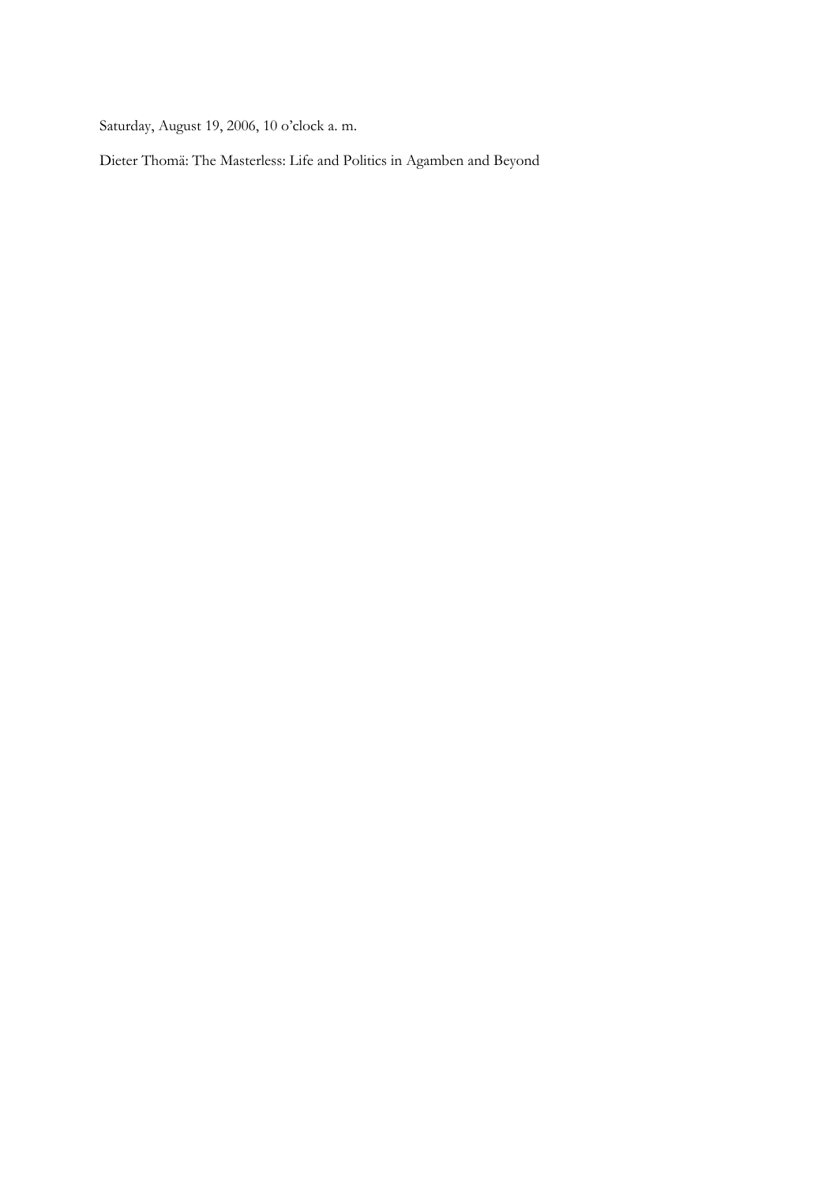Saturday, August 19, 2006, 10 o'clock a. m.

Dieter Thomä: The Masterless: Life and Politics in Agamben and Beyond